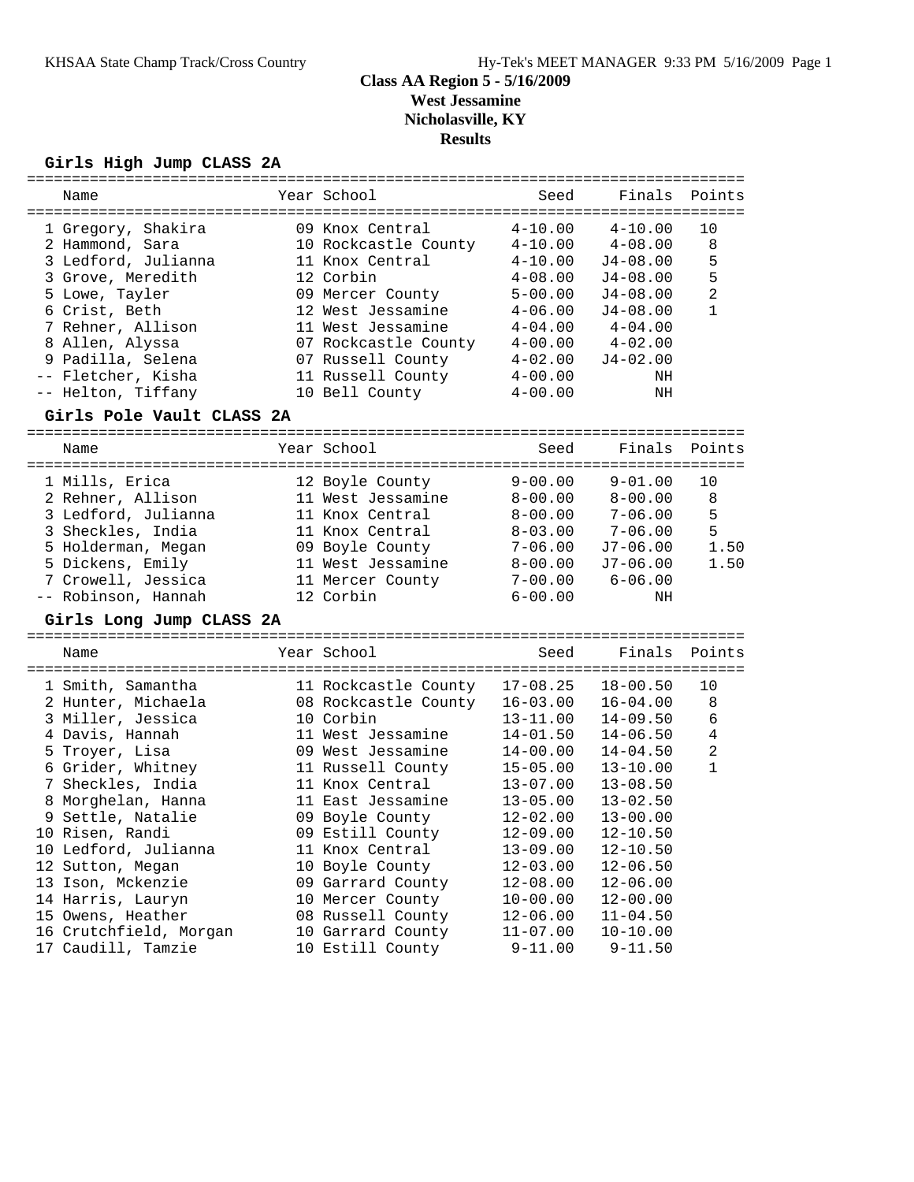# Class AA Region 5 - 5/16/2009
## West Jessamine
## Nicholasville, KY
## Results

### Girls High Jump CLASS 2A

| | Name | Year | School | Seed | Finals | Points |
|---|---|---|---|---|---|---|
| 1 | Gregory, Shakira | 09 | Knox Central | 4-10.00 | 4-10.00 | 10 |
| 2 | Hammond, Sara | 10 | Rockcastle County | 4-10.00 | 4-08.00 | 8 |
| 3 | Ledford, Julianna | 11 | Knox Central | 4-10.00 | J4-08.00 | 5 |
| 3 | Grove, Meredith | 12 | Corbin | 4-08.00 | J4-08.00 | 5 |
| 5 | Lowe, Tayler | 09 | Mercer County | 5-00.00 | J4-08.00 | 2 |
| 6 | Crist, Beth | 12 | West Jessamine | 4-06.00 | J4-08.00 | 1 |
| 7 | Rehner, Allison | 11 | West Jessamine | 4-04.00 | 4-04.00 | |
| 8 | Allen, Alyssa | 07 | Rockcastle County | 4-00.00 | 4-02.00 | |
| 9 | Padilla, Selena | 07 | Russell County | 4-02.00 | J4-02.00 | |
| -- | Fletcher, Kisha | 11 | Russell County | 4-00.00 | NH | |
| -- | Helton, Tiffany | 10 | Bell County | 4-00.00 | NH | |

### Girls Pole Vault CLASS 2A

| | Name | Year | School | Seed | Finals | Points |
|---|---|---|---|---|---|---|
| 1 | Mills, Erica | 12 | Boyle County | 9-00.00 | 9-01.00 | 10 |
| 2 | Rehner, Allison | 11 | West Jessamine | 8-00.00 | 8-00.00 | 8 |
| 3 | Ledford, Julianna | 11 | Knox Central | 8-00.00 | 7-06.00 | 5 |
| 3 | Sheckles, India | 11 | Knox Central | 8-03.00 | 7-06.00 | 5 |
| 5 | Holderman, Megan | 09 | Boyle County | 7-06.00 | J7-06.00 | 1.50 |
| 5 | Dickens, Emily | 11 | West Jessamine | 8-00.00 | J7-06.00 | 1.50 |
| 7 | Crowell, Jessica | 11 | Mercer County | 7-00.00 | 6-06.00 | |
| -- | Robinson, Hannah | 12 | Corbin | 6-00.00 | NH | |

### Girls Long Jump CLASS 2A

| | Name | Year | School | Seed | Finals | Points |
|---|---|---|---|---|---|---|
| 1 | Smith, Samantha | 11 | Rockcastle County | 17-08.25 | 18-00.50 | 10 |
| 2 | Hunter, Michaela | 08 | Rockcastle County | 16-03.00 | 16-04.00 | 8 |
| 3 | Miller, Jessica | 10 | Corbin | 13-11.00 | 14-09.50 | 6 |
| 4 | Davis, Hannah | 11 | West Jessamine | 14-01.50 | 14-06.50 | 4 |
| 5 | Troyer, Lisa | 09 | West Jessamine | 14-00.00 | 14-04.50 | 2 |
| 6 | Grider, Whitney | 11 | Russell County | 15-05.00 | 13-10.00 | 1 |
| 7 | Sheckles, India | 11 | Knox Central | 13-07.00 | 13-08.50 | |
| 8 | Morghelan, Hanna | 11 | East Jessamine | 13-05.00 | 13-02.50 | |
| 9 | Settle, Natalie | 09 | Boyle County | 12-02.00 | 13-00.00 | |
| 10 | Risen, Randi | 09 | Estill County | 12-09.00 | 12-10.50 | |
| 10 | Ledford, Julianna | 11 | Knox Central | 13-09.00 | 12-10.50 | |
| 12 | Sutton, Megan | 10 | Boyle County | 12-03.00 | 12-06.50 | |
| 13 | Ison, Mckenzie | 09 | Garrard County | 12-08.00 | 12-06.00 | |
| 14 | Harris, Lauryn | 10 | Mercer County | 10-00.00 | 12-00.00 | |
| 15 | Owens, Heather | 08 | Russell County | 12-06.00 | 11-04.50 | |
| 16 | Crutchfield, Morgan | 10 | Garrard County | 11-07.00 | 10-10.00 | |
| 17 | Caudill, Tamzie | 10 | Estill County | 9-11.00 | 9-11.50 | |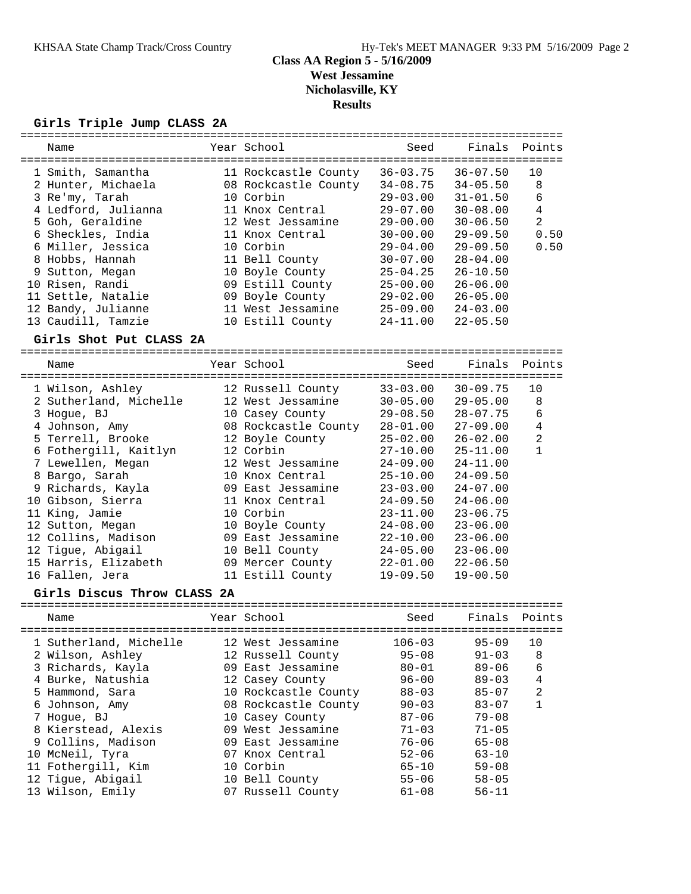# Class AA Region 5 - 5/16/2009
## West Jessamine
## Nicholasville, KY
## Results

### Girls Triple Jump CLASS 2A

| | Name | Year | School | Seed | Finals | Points |
|---|---|---|---|---|---|---|
| 1 | Smith, Samantha | 11 | Rockcastle County | 36-03.75 | 36-07.50 | 10 |
| 2 | Hunter, Michaela | 08 | Rockcastle County | 34-08.75 | 34-05.50 | 8 |
| 3 | Re'my, Tarah | 10 | Corbin | 29-03.00 | 31-01.50 | 6 |
| 4 | Ledford, Julianna | 11 | Knox Central | 29-07.00 | 30-08.00 | 4 |
| 5 | Goh, Geraldine | 12 | West Jessamine | 29-00.00 | 30-06.50 | 2 |
| 6 | Sheckles, India | 11 | Knox Central | 30-00.00 | 29-09.50 | 0.50 |
| 6 | Miller, Jessica | 10 | Corbin | 29-04.00 | 29-09.50 | 0.50 |
| 8 | Hobbs, Hannah | 11 | Bell County | 30-07.00 | 28-04.00 | |
| 9 | Sutton, Megan | 10 | Boyle County | 25-04.25 | 26-10.50 | |
| 10 | Risen, Randi | 09 | Estill County | 25-00.00 | 26-06.00 | |
| 11 | Settle, Natalie | 09 | Boyle County | 29-02.00 | 26-05.00 | |
| 12 | Bandy, Julianne | 11 | West Jessamine | 25-09.00 | 24-03.00 | |
| 13 | Caudill, Tamzie | 10 | Estill County | 24-11.00 | 22-05.50 | |

### Girls Shot Put CLASS 2A

| | Name | Year | School | Seed | Finals | Points |
|---|---|---|---|---|---|---|
| 1 | Wilson, Ashley | 12 | Russell County | 33-03.00 | 30-09.75 | 10 |
| 2 | Sutherland, Michelle | 12 | West Jessamine | 30-05.00 | 29-05.00 | 8 |
| 3 | Hogue, BJ | 10 | Casey County | 29-08.50 | 28-07.75 | 6 |
| 4 | Johnson, Amy | 08 | Rockcastle County | 28-01.00 | 27-09.00 | 4 |
| 5 | Terrell, Brooke | 12 | Boyle County | 25-02.00 | 26-02.00 | 2 |
| 6 | Fothergill, Kaitlyn | 12 | Corbin | 27-10.00 | 25-11.00 | 1 |
| 7 | Lewellen, Megan | 12 | West Jessamine | 24-09.00 | 24-11.00 | |
| 8 | Bargo, Sarah | 10 | Knox Central | 25-10.00 | 24-09.50 | |
| 9 | Richards, Kayla | 09 | East Jessamine | 23-03.00 | 24-07.00 | |
| 10 | Gibson, Sierra | 11 | Knox Central | 24-09.50 | 24-06.00 | |
| 11 | King, Jamie | 10 | Corbin | 23-11.00 | 23-06.75 | |
| 12 | Sutton, Megan | 10 | Boyle County | 24-08.00 | 23-06.00 | |
| 12 | Collins, Madison | 09 | East Jessamine | 22-10.00 | 23-06.00 | |
| 12 | Tigue, Abigail | 10 | Bell County | 24-05.00 | 23-06.00 | |
| 15 | Harris, Elizabeth | 09 | Mercer County | 22-01.00 | 22-06.50 | |
| 16 | Fallen, Jera | 11 | Estill County | 19-09.50 | 19-00.50 | |

### Girls Discus Throw CLASS 2A

| | Name | Year | School | Seed | Finals | Points |
|---|---|---|---|---|---|---|
| 1 | Sutherland, Michelle | 12 | West Jessamine | 106-03 | 95-09 | 10 |
| 2 | Wilson, Ashley | 12 | Russell County | 95-08 | 91-03 | 8 |
| 3 | Richards, Kayla | 09 | East Jessamine | 80-01 | 89-06 | 6 |
| 4 | Burke, Natushia | 12 | Casey County | 96-00 | 89-03 | 4 |
| 5 | Hammond, Sara | 10 | Rockcastle County | 88-03 | 85-07 | 2 |
| 6 | Johnson, Amy | 08 | Rockcastle County | 90-03 | 83-07 | 1 |
| 7 | Hogue, BJ | 10 | Casey County | 87-06 | 79-08 | |
| 8 | Kierstead, Alexis | 09 | West Jessamine | 71-03 | 71-05 | |
| 9 | Collins, Madison | 09 | East Jessamine | 76-06 | 65-08 | |
| 10 | McNeil, Tyra | 07 | Knox Central | 52-06 | 63-10 | |
| 11 | Fothergill, Kim | 10 | Corbin | 65-10 | 59-08 | |
| 12 | Tigue, Abigail | 10 | Bell County | 55-06 | 58-05 | |
| 13 | Wilson, Emily | 07 | Russell County | 61-08 | 56-11 | |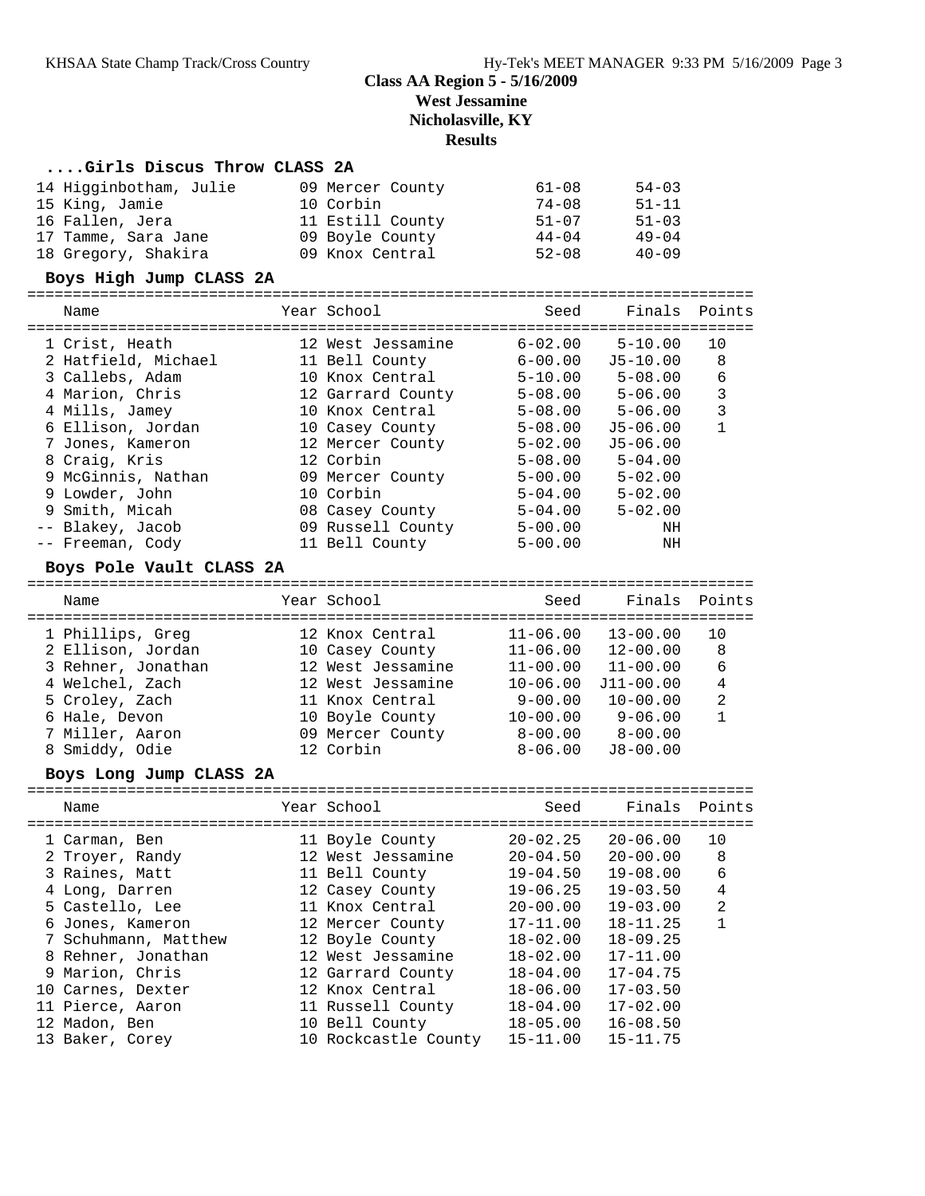**Class AA Region 5 - 5/16/2009**
**West Jessamine**
**Nicholasville, KY**
**Results**

### ....Girls Discus Throw CLASS 2A

| Name | Year | School | Seed | Finals |
|---|---|---|---|---|
| 14 Higginbotham, Julie | 09 | Mercer County | 61-08 | 54-03 |
| 15 King, Jamie | 10 | Corbin | 74-08 | 51-11 |
| 16 Fallen, Jera | 11 | Estill County | 51-07 | 51-03 |
| 17 Tamme, Sara Jane | 09 | Boyle County | 44-04 | 49-04 |
| 18 Gregory, Shakira | 09 | Knox Central | 52-08 | 40-09 |

### Boys High Jump CLASS 2A

| Name | Year | School | Seed | Finals | Points |
|---|---|---|---|---|---|
| 1 Crist, Heath | 12 | West Jessamine | 6-02.00 | 5-10.00 | 10 |
| 2 Hatfield, Michael | 11 | Bell County | 6-00.00 | J5-10.00 | 8 |
| 3 Callebs, Adam | 10 | Knox Central | 5-10.00 | 5-08.00 | 6 |
| 4 Marion, Chris | 12 | Garrard County | 5-08.00 | 5-06.00 | 3 |
| 4 Mills, Jamey | 10 | Knox Central | 5-08.00 | 5-06.00 | 3 |
| 6 Ellison, Jordan | 10 | Casey County | 5-08.00 | J5-06.00 | 1 |
| 7 Jones, Kameron | 12 | Mercer County | 5-02.00 | J5-06.00 | |
| 8 Craig, Kris | 12 | Corbin | 5-08.00 | 5-04.00 | |
| 9 McGinnis, Nathan | 09 | Mercer County | 5-00.00 | 5-02.00 | |
| 9 Lowder, John | 10 | Corbin | 5-04.00 | 5-02.00 | |
| 9 Smith, Micah | 08 | Casey County | 5-04.00 | 5-02.00 | |
| -- Blakey, Jacob | 09 | Russell County | 5-00.00 | NH | |
| -- Freeman, Cody | 11 | Bell County | 5-00.00 | NH | |

### Boys Pole Vault CLASS 2A

| Name | Year | School | Seed | Finals | Points |
|---|---|---|---|---|---|
| 1 Phillips, Greg | 12 | Knox Central | 11-06.00 | 13-00.00 | 10 |
| 2 Ellison, Jordan | 10 | Casey County | 11-06.00 | 12-00.00 | 8 |
| 3 Rehner, Jonathan | 12 | West Jessamine | 11-00.00 | 11-00.00 | 6 |
| 4 Welchel, Zach | 12 | West Jessamine | 10-06.00 | J11-00.00 | 4 |
| 5 Croley, Zach | 11 | Knox Central | 9-00.00 | 10-00.00 | 2 |
| 6 Hale, Devon | 10 | Boyle County | 10-00.00 | 9-06.00 | 1 |
| 7 Miller, Aaron | 09 | Mercer County | 8-00.00 | 8-00.00 | |
| 8 Smiddy, Odie | 12 | Corbin | 8-06.00 | J8-00.00 | |

### Boys Long Jump CLASS 2A

| Name | Year | School | Seed | Finals | Points |
|---|---|---|---|---|---|
| 1 Carman, Ben | 11 | Boyle County | 20-02.25 | 20-06.00 | 10 |
| 2 Troyer, Randy | 12 | West Jessamine | 20-04.50 | 20-00.00 | 8 |
| 3 Raines, Matt | 11 | Bell County | 19-04.50 | 19-08.00 | 6 |
| 4 Long, Darren | 12 | Casey County | 19-06.25 | 19-03.50 | 4 |
| 5 Castello, Lee | 11 | Knox Central | 20-00.00 | 19-03.00 | 2 |
| 6 Jones, Kameron | 12 | Mercer County | 17-11.00 | 18-11.25 | 1 |
| 7 Schuhmann, Matthew | 12 | Boyle County | 18-02.00 | 18-09.25 | |
| 8 Rehner, Jonathan | 12 | West Jessamine | 18-02.00 | 17-11.00 | |
| 9 Marion, Chris | 12 | Garrard County | 18-04.00 | 17-04.75 | |
| 10 Carnes, Dexter | 12 | Knox Central | 18-06.00 | 17-03.50 | |
| 11 Pierce, Aaron | 11 | Russell County | 18-04.00 | 17-02.00 | |
| 12 Madon, Ben | 10 | Bell County | 18-05.00 | 16-08.50 | |
| 13 Baker, Corey | 10 | Rockcastle County | 15-11.00 | 15-11.75 | |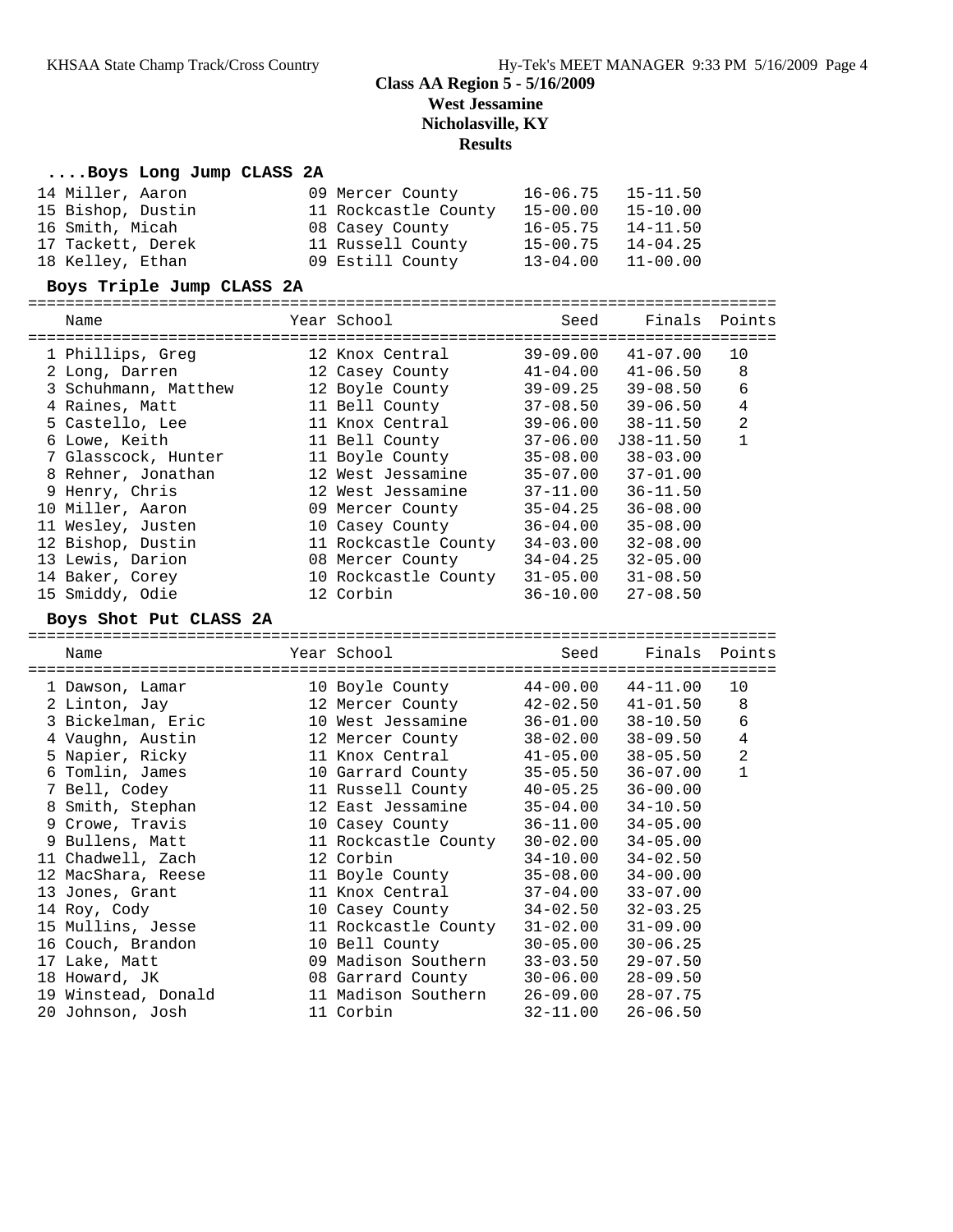# Class AA Region 5 - 5/16/2009
## West Jessamine
## Nicholasville, KY
## Results

### ....Boys Long Jump CLASS 2A

| Place | Name | Year | School | Seed | Finals |
|---|---|---|---|---|---|
| 14 | Miller, Aaron | 09 | Mercer County | 16-06.75 | 15-11.50 |
| 15 | Bishop, Dustin | 11 | Rockcastle County | 15-00.00 | 15-10.00 |
| 16 | Smith, Micah | 08 | Casey County | 16-05.75 | 14-11.50 |
| 17 | Tackett, Derek | 11 | Russell County | 15-00.75 | 14-04.25 |
| 18 | Kelley, Ethan | 09 | Estill County | 13-04.00 | 11-00.00 |

### Boys Triple Jump CLASS 2A

| Place | Name | Year | School | Seed | Finals | Points |
|---|---|---|---|---|---|---|
| 1 | Phillips, Greg | 12 | Knox Central | 39-09.00 | 41-07.00 | 10 |
| 2 | Long, Darren | 12 | Casey County | 41-04.00 | 41-06.50 | 8 |
| 3 | Schuhmann, Matthew | 12 | Boyle County | 39-09.25 | 39-08.50 | 6 |
| 4 | Raines, Matt | 11 | Bell County | 37-08.50 | 39-06.50 | 4 |
| 5 | Castello, Lee | 11 | Knox Central | 39-06.00 | 38-11.50 | 2 |
| 6 | Lowe, Keith | 11 | Bell County | 37-06.00 | J38-11.50 | 1 |
| 7 | Glasscock, Hunter | 11 | Boyle County | 35-08.00 | 38-03.00 | |
| 8 | Rehner, Jonathan | 12 | West Jessamine | 35-07.00 | 37-01.00 | |
| 9 | Henry, Chris | 12 | West Jessamine | 37-11.00 | 36-11.50 | |
| 10 | Miller, Aaron | 09 | Mercer County | 35-04.25 | 36-08.00 | |
| 11 | Wesley, Justen | 10 | Casey County | 36-04.00 | 35-08.00 | |
| 12 | Bishop, Dustin | 11 | Rockcastle County | 34-03.00 | 32-08.00 | |
| 13 | Lewis, Darion | 08 | Mercer County | 34-04.25 | 32-05.00 | |
| 14 | Baker, Corey | 10 | Rockcastle County | 31-05.00 | 31-08.50 | |
| 15 | Smiddy, Odie | 12 | Corbin | 36-10.00 | 27-08.50 | |

### Boys Shot Put CLASS 2A

| Place | Name | Year | School | Seed | Finals | Points |
|---|---|---|---|---|---|---|
| 1 | Dawson, Lamar | 10 | Boyle County | 44-00.00 | 44-11.00 | 10 |
| 2 | Linton, Jay | 12 | Mercer County | 42-02.50 | 41-01.50 | 8 |
| 3 | Bickelman, Eric | 10 | West Jessamine | 36-01.00 | 38-10.50 | 6 |
| 4 | Vaughn, Austin | 12 | Mercer County | 38-02.00 | 38-09.50 | 4 |
| 5 | Napier, Ricky | 11 | Knox Central | 41-05.00 | 38-05.50 | 2 |
| 6 | Tomlin, James | 10 | Garrard County | 35-05.50 | 36-07.00 | 1 |
| 7 | Bell, Codey | 11 | Russell County | 40-05.25 | 36-00.00 | |
| 8 | Smith, Stephan | 12 | East Jessamine | 35-04.00 | 34-10.50 | |
| 9 | Crowe, Travis | 10 | Casey County | 36-11.00 | 34-05.00 | |
| 9 | Bullens, Matt | 11 | Rockcastle County | 30-02.00 | 34-05.00 | |
| 11 | Chadwell, Zach | 12 | Corbin | 34-10.00 | 34-02.50 | |
| 12 | MacShara, Reese | 11 | Boyle County | 35-08.00 | 34-00.00 | |
| 13 | Jones, Grant | 11 | Knox Central | 37-04.00 | 33-07.00 | |
| 14 | Roy, Cody | 10 | Casey County | 34-02.50 | 32-03.25 | |
| 15 | Mullins, Jesse | 11 | Rockcastle County | 31-02.00 | 31-09.00 | |
| 16 | Couch, Brandon | 10 | Bell County | 30-05.00 | 30-06.25 | |
| 17 | Lake, Matt | 09 | Madison Southern | 33-03.50 | 29-07.50 | |
| 18 | Howard, JK | 08 | Garrard County | 30-06.00 | 28-09.50 | |
| 19 | Winstead, Donald | 11 | Madison Southern | 26-09.00 | 28-07.75 | |
| 20 | Johnson, Josh | 11 | Corbin | 32-11.00 | 26-06.50 | |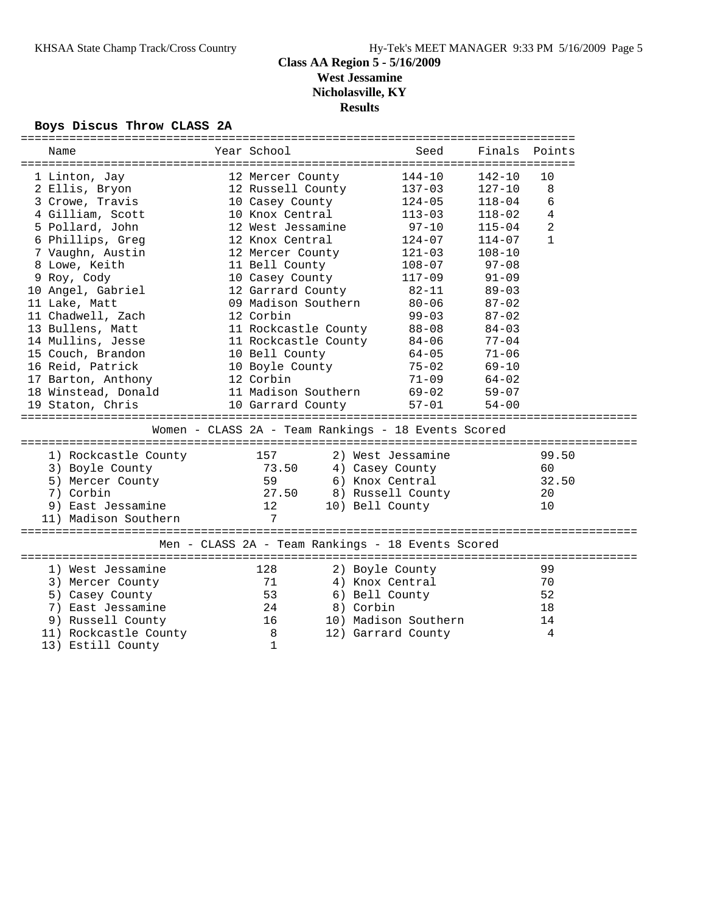# Class AA Region 5 - 5/16/2009

## West Jessamine

## Nicholasville, KY

## Results

### Boys Discus Throw CLASS 2A

| | Name | Year | School | Seed | Finals | Points |
|---|---|---|---|---|---|---|
| 1 | Linton, Jay | 12 | Mercer County | 144-10 | 142-10 | 10 |
| 2 | Ellis, Bryon | 12 | Russell County | 137-03 | 127-10 | 8 |
| 3 | Crowe, Travis | 10 | Casey County | 124-05 | 118-04 | 6 |
| 4 | Gilliam, Scott | 10 | Knox Central | 113-03 | 118-02 | 4 |
| 5 | Pollard, John | 12 | West Jessamine | 97-10 | 115-04 | 2 |
| 6 | Phillips, Greg | 12 | Knox Central | 124-07 | 114-07 | 1 |
| 7 | Vaughn, Austin | 12 | Mercer County | 121-03 | 108-10 | |
| 8 | Lowe, Keith | 11 | Bell County | 108-07 | 97-08 | |
| 9 | Roy, Cody | 10 | Casey County | 117-09 | 91-09 | |
| 10 | Angel, Gabriel | 12 | Garrard County | 82-11 | 89-03 | |
| 11 | Lake, Matt | 09 | Madison Southern | 80-06 | 87-02 | |
| 11 | Chadwell, Zach | 12 | Corbin | 99-03 | 87-02 | |
| 13 | Bullens, Matt | 11 | Rockcastle County | 88-08 | 84-03 | |
| 14 | Mullins, Jesse | 11 | Rockcastle County | 84-06 | 77-04 | |
| 15 | Couch, Brandon | 10 | Bell County | 64-05 | 71-06 | |
| 16 | Reid, Patrick | 10 | Boyle County | 75-02 | 69-10 | |
| 17 | Barton, Anthony | 12 | Corbin | 71-09 | 64-02 | |
| 18 | Winstead, Donald | 11 | Madison Southern | 69-02 | 59-07 | |
| 19 | Staton, Chris | 10 | Garrard County | 57-01 | 54-00 | |

### Women - CLASS 2A - Team Rankings - 18 Events Scored

| | | | |
|---|---|---|---|
| 1) Rockcastle County | 157 | 2) West Jessamine | 99.50 |
| 3) Boyle County | 73.50 | 4) Casey County | 60 |
| 5) Mercer County | 59 | 6) Knox Central | 32.50 |
| 7) Corbin | 27.50 | 8) Russell County | 20 |
| 9) East Jessamine | 12 | 10) Bell County | 10 |
| 11) Madison Southern | 7 | | |

### Men - CLASS 2A - Team Rankings - 18 Events Scored

| | | | |
|---|---|---|---|
| 1) West Jessamine | 128 | 2) Boyle County | 99 |
| 3) Mercer County | 71 | 4) Knox Central | 70 |
| 5) Casey County | 53 | 6) Bell County | 52 |
| 7) East Jessamine | 24 | 8) Corbin | 18 |
| 9) Russell County | 16 | 10) Madison Southern | 14 |
| 11) Rockcastle County | 8 | 12) Garrard County | 4 |
| 13) Estill County | 1 | | |